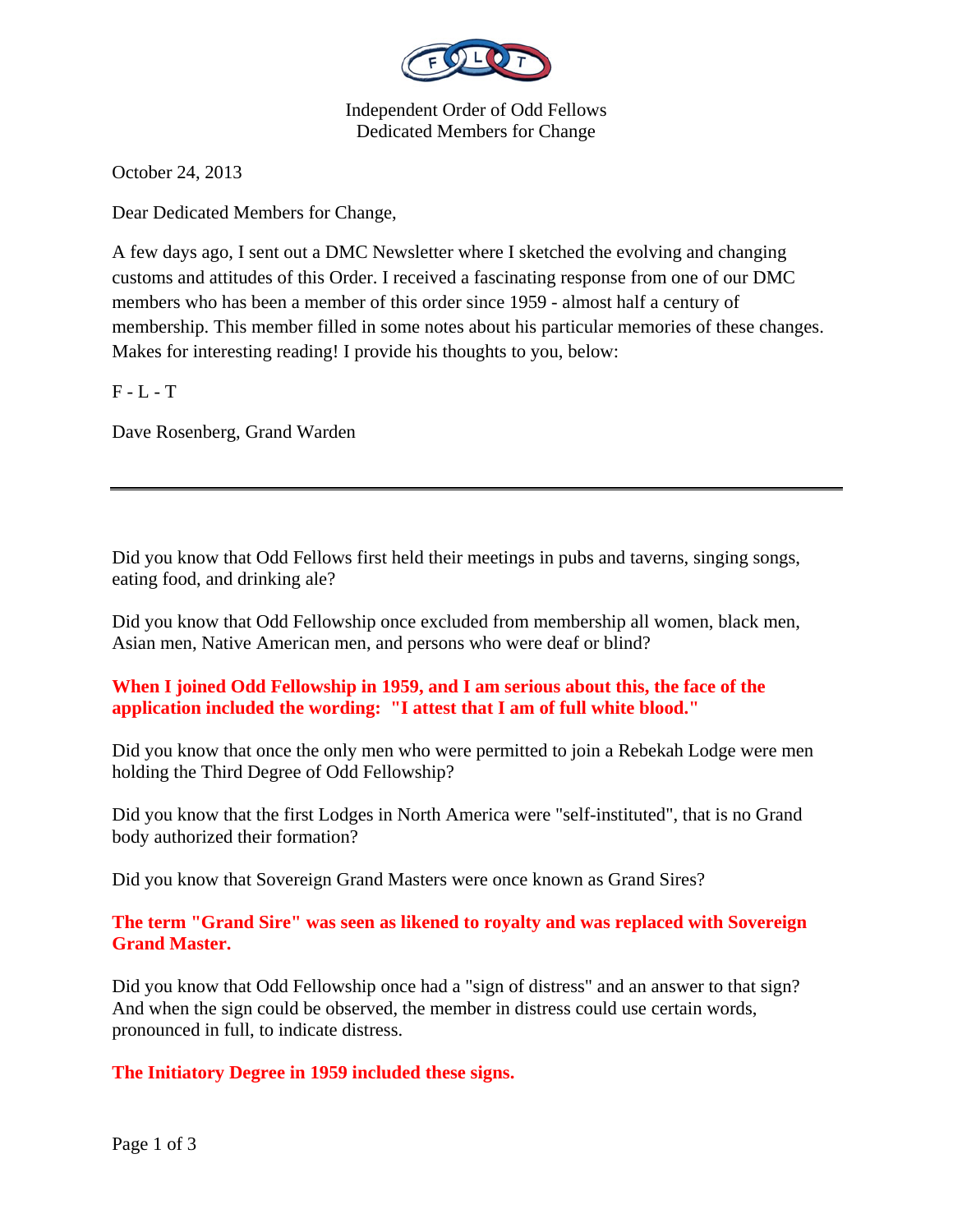Independent Order of Odd Fellows
Dedicated Members for Change

October 24, 2013

Dear Dedicated Members for Change,

A few days ago, I sent out a DMC Newsletter where I sketched the evolving and changing customs and attitudes of this Order. I received a fascinating response from one of our DMC members who has been a member of this order since 1959 - almost half a century of membership. This member filled in some notes about his particular memories of these changes. Makes for interesting reading! I provide his thoughts to you, below:

F - L - T

Dave Rosenberg, Grand Warden

---

Did you know that Odd Fellows first held their meetings in pubs and taverns, singing songs, eating food, and drinking ale?

Did you know that Odd Fellowship once excluded from membership all women, black men, Asian men, Native American men, and persons who were deaf or blind?

**When I joined Odd Fellowship in 1959, and I am serious about this, the face of the application included the wording: "I attest that I am of full white blood."**

Did you know that once the only men who were permitted to join a Rebekah Lodge were men holding the Third Degree of Odd Fellowship?

Did you know that the first Lodges in North America were "self-instituted", that is no Grand body authorized their formation?

Did you know that Sovereign Grand Masters were once known as Grand Sires?

**The term "Grand Sire" was seen as likened to royalty and was replaced with Sovereign Grand Master.**

Did you know that Odd Fellowship once had a "sign of distress" and an answer to that sign? And when the sign could be observed, the member in distress could use certain words, pronounced in full, to indicate distress.

**The Initiatory Degree in 1959 included these signs.**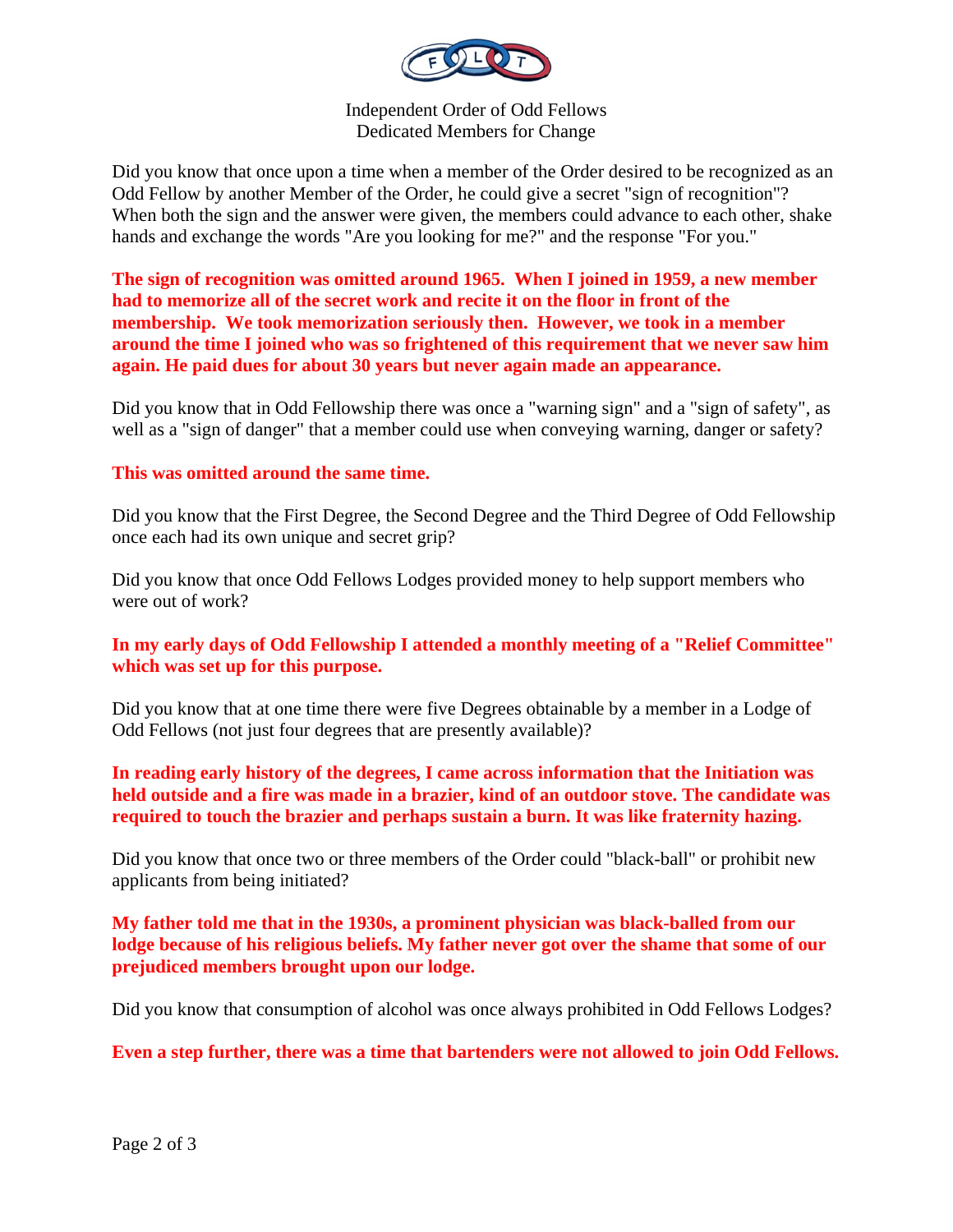Independent Order of Odd Fellows
Dedicated Members for Change

Did you know that once upon a time when a member of the Order desired to be recognized as an Odd Fellow by another Member of the Order, he could give a secret "sign of recognition"? When both the sign and the answer were given, the members could advance to each other, shake hands and exchange the words "Are you looking for me?" and the response "For you."

**The sign of recognition was omitted around 1965. When I joined in 1959, a new member had to memorize all of the secret work and recite it on the floor in front of the membership. We took memorization seriously then. However, we took in a member around the time I joined who was so frightened of this requirement that we never saw him again. He paid dues for about 30 years but never again made an appearance.**

Did you know that in Odd Fellowship there was once a "warning sign" and a "sign of safety", as well as a "sign of danger" that a member could use when conveying warning, danger or safety?

**This was omitted around the same time.**

Did you know that the First Degree, the Second Degree and the Third Degree of Odd Fellowship once each had its own unique and secret grip?

Did you know that once Odd Fellows Lodges provided money to help support members who were out of work?

**In my early days of Odd Fellowship I attended a monthly meeting of a "Relief Committee" which was set up for this purpose.**

Did you know that at one time there were five Degrees obtainable by a member in a Lodge of Odd Fellows (not just four degrees that are presently available)?

**In reading early history of the degrees, I came across information that the Initiation was held outside and a fire was made in a brazier, kind of an outdoor stove. The candidate was required to touch the brazier and perhaps sustain a burn. It was like fraternity hazing.**

Did you know that once two or three members of the Order could "black-ball" or prohibit new applicants from being initiated?

**My father told me that in the 1930s, a prominent physician was black-balled from our lodge because of his religious beliefs. My father never got over the shame that some of our prejudiced members brought upon our lodge.**

Did you know that consumption of alcohol was once always prohibited in Odd Fellows Lodges?

**Even a step further, there was a time that bartenders were not allowed to join Odd Fellows.**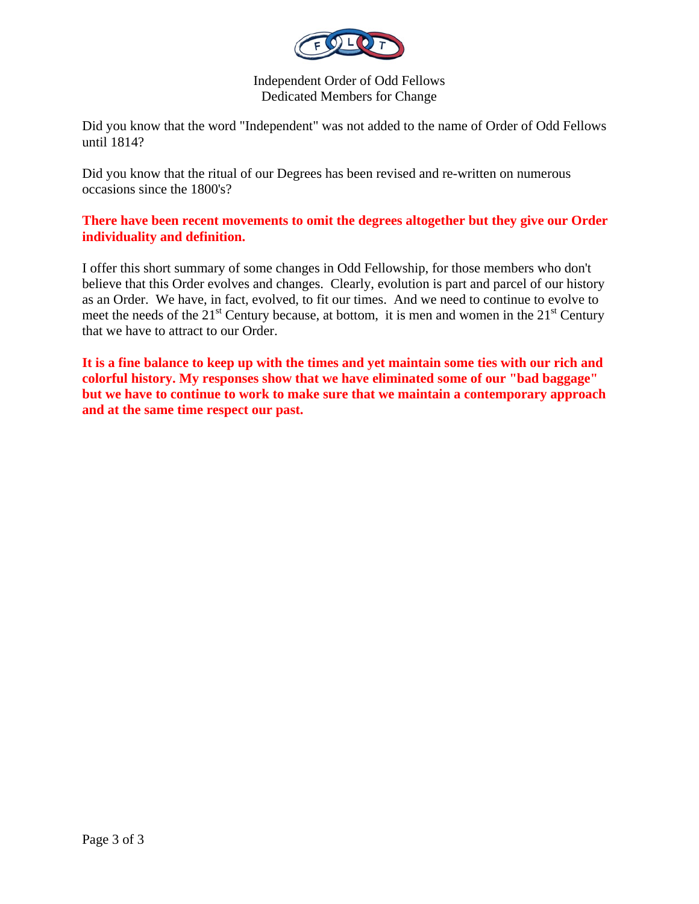Independent Order of Odd Fellows
Dedicated Members for Change

Did you know that the word "Independent" was not added to the name of Order of Odd Fellows until 1814?

Did you know that the ritual of our Degrees has been revised and re-written on numerous occasions since the 1800's?

**There have been recent movements to omit the degrees altogether but they give our Order individuality and definition.**

I offer this short summary of some changes in Odd Fellowship, for those members who don't believe that this Order evolves and changes. Clearly, evolution is part and parcel of our history as an Order. We have, in fact, evolved, to fit our times. And we need to continue to evolve to meet the needs of the 21st Century because, at bottom, it is men and women in the 21st Century that we have to attract to our Order.

**It is a fine balance to keep up with the times and yet maintain some ties with our rich and colorful history. My responses show that we have eliminated some of our "bad baggage" but we have to continue to work to make sure that we maintain a contemporary approach and at the same time respect our past.**